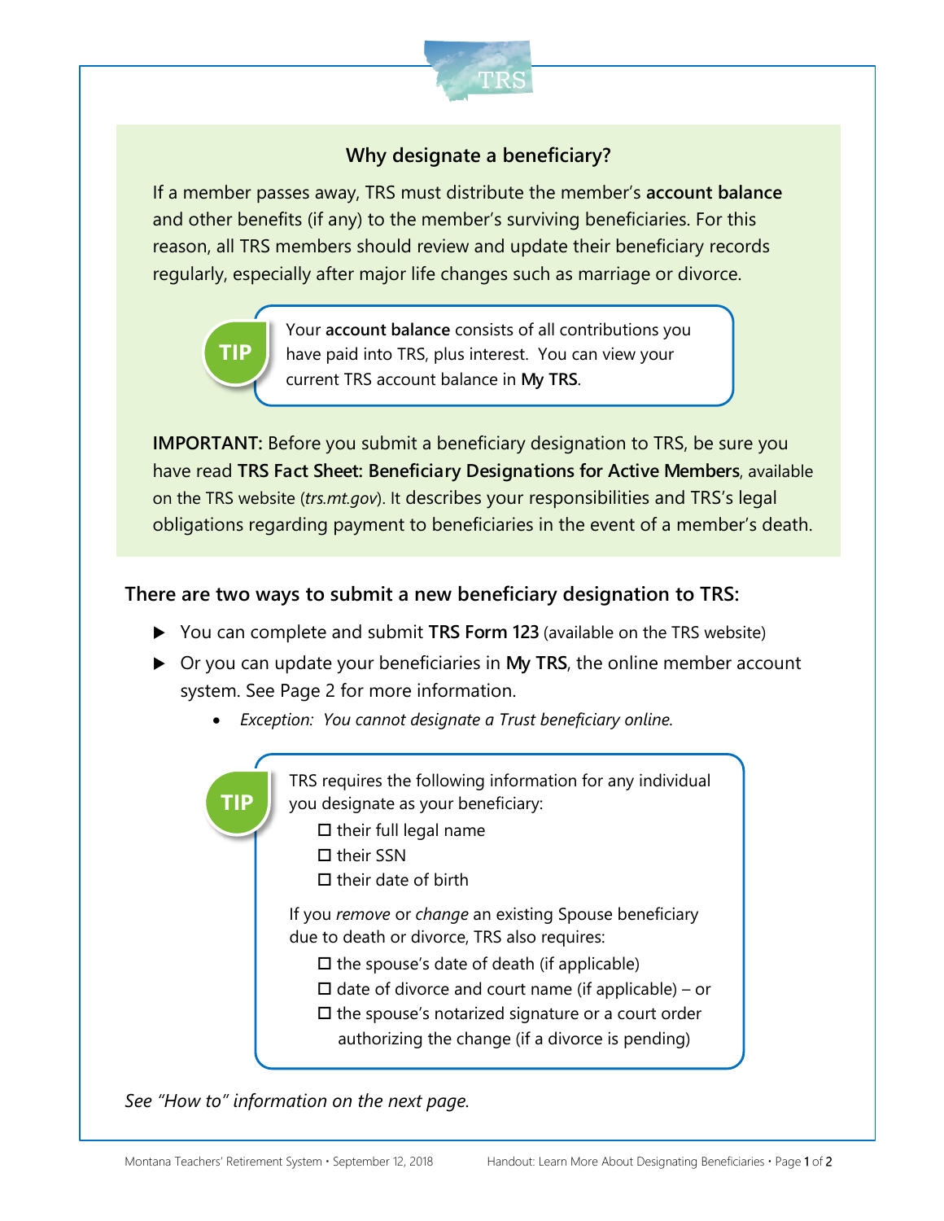## Why designate a beneficiary?

If a member passes away, TRS must distribute the member's **account balance** and other benefits (if any) to the member's surviving beneficiaries. For this reason, all TRS members should review and update their beneficiary records regularly, especially after major life changes such as marriage or divorce.

> **TIP**
>
> Your **account balance** consists of all contributions you have paid into TRS, plus interest. You can view your current TRS account balance in **My TRS**.

**IMPORTANT:** Before you submit a beneficiary designation to TRS, be sure you have read **TRS Fact Sheet: Beneficiary Designations for Active Members**, available on the TRS website (*trs.mt.gov*). It describes your responsibilities and TRS's legal obligations regarding payment to beneficiaries in the event of a member's death.

### There are two ways to submit a new beneficiary designation to TRS:

- You can complete and submit **TRS Form 123** (available on the TRS website)
- Or you can update your beneficiaries in **My TRS**, the online member account system. See Page 2 for more information.
  - *Exception: You cannot designate a Trust beneficiary online.*

> **TIP**
>
> TRS requires the following information for any individual you designate as your beneficiary:
>
> - ☐ their full legal name
> - ☐ their SSN
> - ☐ their date of birth
>
> If you *remove* or *change* an existing Spouse beneficiary due to death or divorce, TRS also requires:
>
> - ☐ the spouse's date of death (if applicable)
> - ☐ date of divorce and court name (if applicable) – or
> - ☐ the spouse's notarized signature or a court order authorizing the change (if a divorce is pending)

*See "How to" information on the next page.*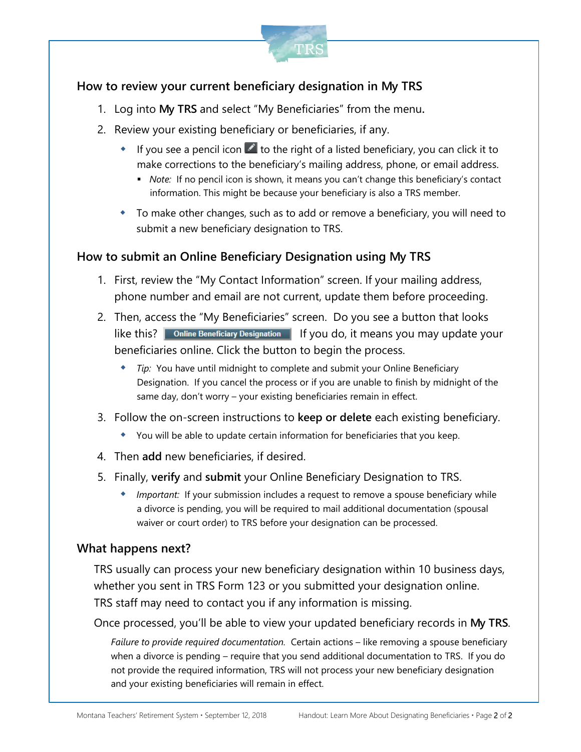## How to review your current beneficiary designation in My TRS

1. Log into **My TRS** and select "My Beneficiaries" from the menu.
2. Review your existing beneficiary or beneficiaries, if any.
   - If you see a pencil icon to the right of a listed beneficiary, you can click it to make corrections to the beneficiary's mailing address, phone, or email address.
     - *Note:* If no pencil icon is shown, it means you can't change this beneficiary's contact information. This might be because your beneficiary is also a TRS member.
   - To make other changes, such as to add or remove a beneficiary, you will need to submit a new beneficiary designation to TRS.

## How to submit an Online Beneficiary Designation using My TRS

1. First, review the "My Contact Information" screen. If your mailing address, phone number and email are not current, update them before proceeding.
2. Then, access the "My Beneficiaries" screen. Do you see a button that looks like this? **Online Beneficiary Designation** If you do, it means you may update your beneficiaries online. Click the button to begin the process.
   - *Tip:* You have until midnight to complete and submit your Online Beneficiary Designation. If you cancel the process or if you are unable to finish by midnight of the same day, don't worry – your existing beneficiaries remain in effect.
3. Follow the on-screen instructions to **keep or delete** each existing beneficiary.
   - You will be able to update certain information for beneficiaries that you keep.
4. Then **add** new beneficiaries, if desired.
5. Finally, **verify** and **submit** your Online Beneficiary Designation to TRS.
   - *Important:* If your submission includes a request to remove a spouse beneficiary while a divorce is pending, you will be required to mail additional documentation (spousal waiver or court order) to TRS before your designation can be processed.

## What happens next?

TRS usually can process your new beneficiary designation within 10 business days, whether you sent in TRS Form 123 or you submitted your designation online. TRS staff may need to contact you if any information is missing.

Once processed, you'll be able to view your updated beneficiary records in **My TRS**.

*Failure to provide required documentation.* Certain actions – like removing a spouse beneficiary when a divorce is pending – require that you send additional documentation to TRS. If you do not provide the required information, TRS will not process your new beneficiary designation and your existing beneficiaries will remain in effect.